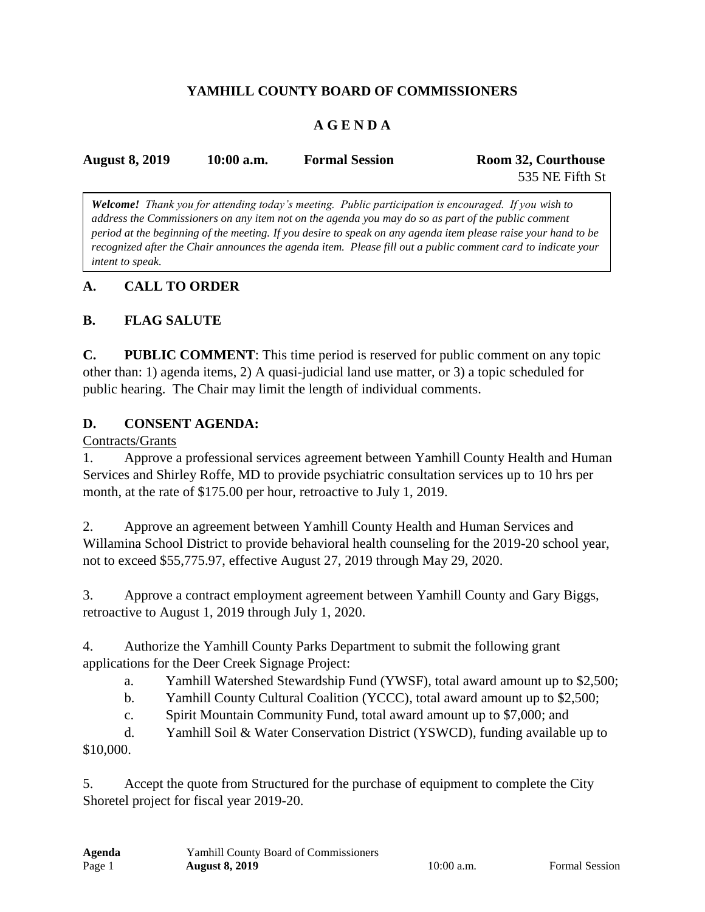# YAMHILL COUNTY BOARD OF COMMISSIONERS

## A G E N D A

**August 8, 2019** **10:00 a.m.** **Formal Session** **Room 32, Courthouse**
535 NE Fifth St

***Welcome!*** *Thank you for attending today's meeting. Public participation is encouraged. If you wish to address the Commissioners on any item not on the agenda you may do so as part of the public comment period at the beginning of the meeting. If you desire to speak on any agenda item please raise your hand to be recognized after the Chair announces the agenda item. Please fill out a public comment card to indicate your intent to speak.*

## A. CALL TO ORDER

## B. FLAG SALUTE

**C. PUBLIC COMMENT**: This time period is reserved for public comment on any topic other than: 1) agenda items, 2) A quasi-judicial land use matter, or 3) a topic scheduled for public hearing. The Chair may limit the length of individual comments.

## D. CONSENT AGENDA:

Contracts/Grants

1. Approve a professional services agreement between Yamhill County Health and Human Services and Shirley Roffe, MD to provide psychiatric consultation services up to 10 hrs per month, at the rate of $175.00 per hour, retroactive to July 1, 2019.

2. Approve an agreement between Yamhill County Health and Human Services and Willamina School District to provide behavioral health counseling for the 2019-20 school year, not to exceed $55,775.97, effective August 27, 2019 through May 29, 2020.

3. Approve a contract employment agreement between Yamhill County and Gary Biggs, retroactive to August 1, 2019 through July 1, 2020.

4. Authorize the Yamhill County Parks Department to submit the following grant applications for the Deer Creek Signage Project:
   a. Yamhill Watershed Stewardship Fund (YWSF), total award amount up to $2,500;
   b. Yamhill County Cultural Coalition (YCCC), total award amount up to $2,500;
   c. Spirit Mountain Community Fund, total award amount up to $7,000; and
   d. Yamhill Soil & Water Conservation District (YSWCD), funding available up to $10,000.

5. Accept the quote from Structured for the purchase of equipment to complete the City Shoretel project for fiscal year 2019-20.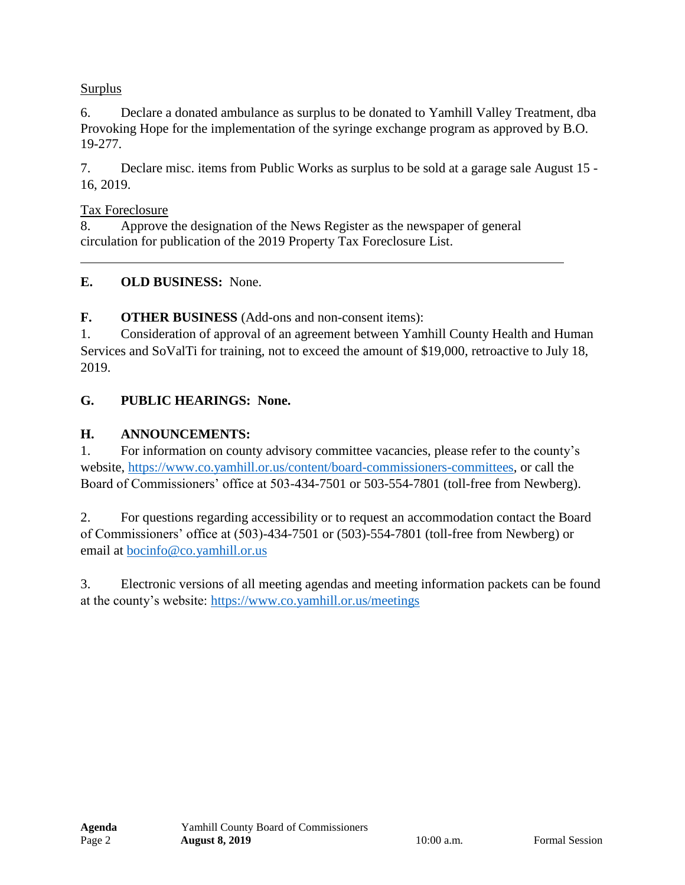Surplus

6. Declare a donated ambulance as surplus to be donated to Yamhill Valley Treatment, dba Provoking Hope for the implementation of the syringe exchange program as approved by B.O. 19-277.

7. Declare misc. items from Public Works as surplus to be sold at a garage sale August 15 - 16, 2019.

Tax Foreclosure

8. Approve the designation of the News Register as the newspaper of general circulation for publication of the 2019 Property Tax Foreclosure List.

---

**E. OLD BUSINESS:** None.

**F. OTHER BUSINESS** (Add-ons and non-consent items):

1. Consideration of approval of an agreement between Yamhill County Health and Human Services and SoValTi for training, not to exceed the amount of $19,000, retroactive to July 18, 2019.

**G. PUBLIC HEARINGS: None.**

**H. ANNOUNCEMENTS:**

1. For information on county advisory committee vacancies, please refer to the county's website, https://www.co.yamhill.or.us/content/board-commissioners-committees, or call the Board of Commissioners' office at 503-434-7501 or 503-554-7801 (toll-free from Newberg).

2. For questions regarding accessibility or to request an accommodation contact the Board of Commissioners' office at (503)-434-7501 or (503)-554-7801 (toll-free from Newberg) or email at bocinfo@co.yamhill.or.us

3. Electronic versions of all meeting agendas and meeting information packets can be found at the county's website: https://www.co.yamhill.or.us/meetings